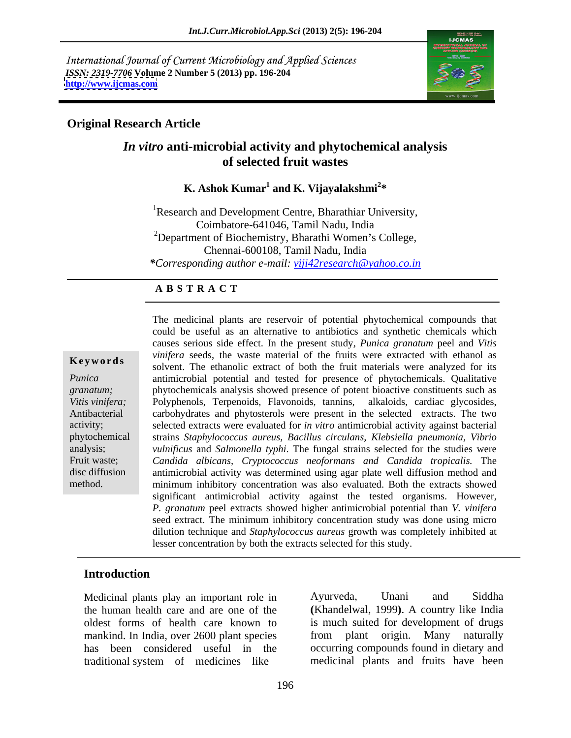International Journal of Current Microbiology and Applied Sciences
*ISSN: 2319-7706* **Volume 2 Number 5 (2013) pp. 196-204**
**http://www.ijcmas.com**

**Original Research Article**

# *In vitro* anti-microbial activity and phytochemical analysis of selected fruit wastes

**K. Ashok Kumar[1] and K. Vijayalakshmi[2]***

[1]Research and Development Centre, Bharathiar University, Coimbatore-641046, Tamil Nadu, India
[2]Department of Biochemistry, Bharathi Women's College, Chennai-600108, Tamil Nadu, India
***Corresponding author e-mail:** *viji42research@yahoo.co.in*

## A B S T R A C T

**Keywords**

*Punica granatum; Vitis vinifera;* Antibacterial activity; phytochemical analysis; Fruit waste; disc diffusion method.

The medicinal plants are reservoir of potential phytochemical compounds that could be useful as an alternative to antibiotics and synthetic chemicals which causes serious side effect. In the present study, *Punica granatum* peel and *Vitis vinifera* seeds, the waste material of the fruits were extracted with ethanol as solvent. The ethanolic extract of both the fruit materials were analyzed for its antimicrobial potential and tested for presence of phytochemicals. Qualitative phytochemicals analysis showed presence of potent bioactive constituents such as Polyphenols, Terpenoids, Flavonoids, tannins, alkaloids, cardiac glycosides, carbohydrates and phytosterols were present in the selected extracts. The two selected extracts were evaluated for *in vitro* antimicrobial activity against bacterial strains *Staphylococcus aureus, Bacillus circulans, Klebsiella pneumonia, Vibrio vulnificus* and *Salmonella typhi*. The fungal strains selected for the studies were *Candida albicans, Cryptococcus neoformans and Candida tropicalis.* The antimicrobial activity was determined using agar plate well diffusion method and minimum inhibitory concentration was also evaluated. Both the extracts showed significant antimicrobial activity against the tested organisms. However, *P. granatum* peel extracts showed higher antimicrobial potential than *V. vinifera* seed extract. The minimum inhibitory concentration study was done using micro dilution technique and *Staphylococcus aureus* growth was completely inhibited at lesser concentration by both the extracts selected for this study.

## Introduction

Medicinal plants play an important role in the human health care and are one of the oldest forms of health care known to mankind. In India, over 2600 plant species has been considered useful in the traditional system of medicines like Ayurveda, Unani and Siddha **(**Khandelwal, 1999**)**. A country like India is much suited for development of drugs from plant origin. Many naturally occurring compounds found in dietary and medicinal plants and fruits have been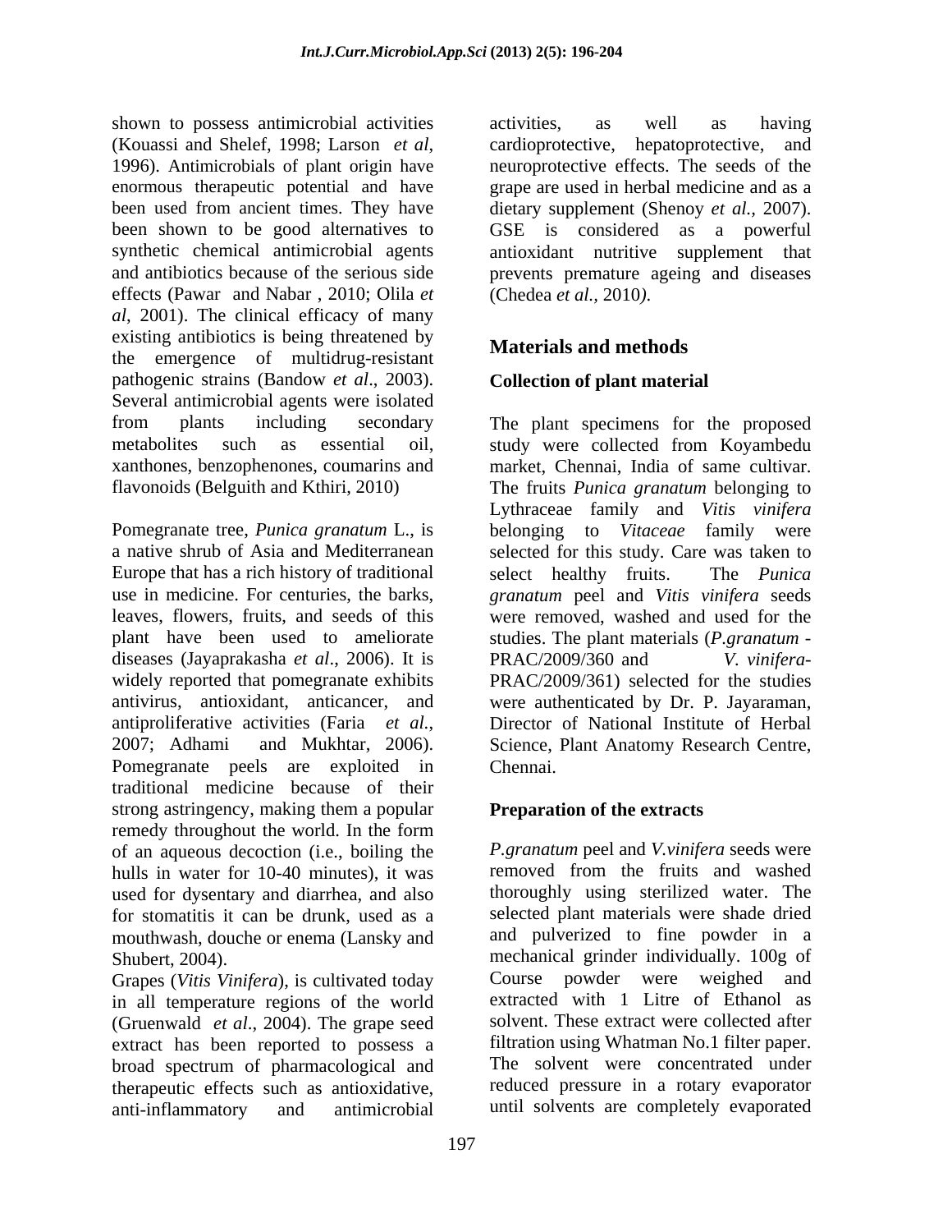shown to possess antimicrobial activities (Kouassi and Shelef, 1998; Larson *et al*, 1996). Antimicrobials of plant origin have enormous therapeutic potential and have been used from ancient times. They have been shown to be good alternatives to synthetic chemical antimicrobial agents and antibiotics because of the serious side effects (Pawar and Nabar , 2010; Olila *et al*, 2001). The clinical efficacy of many existing antibiotics is being threatened by the emergence of multidrug-resistant pathogenic strains (Bandow *et al*., 2003). Several antimicrobial agents were isolated from plants including secondary metabolites such as essential oil, xanthones, benzophenones, coumarins and flavonoids (Belguith and Kthiri, 2010)

Pomegranate tree, *Punica granatum* L., is a native shrub of Asia and Mediterranean Europe that has a rich history of traditional use in medicine. For centuries, the barks, leaves, flowers, fruits, and seeds of this plant have been used to ameliorate diseases (Jayaprakasha *et al*., 2006). It is widely reported that pomegranate exhibits antivirus, antioxidant, anticancer, and antiproliferative activities (Faria *et al.*, 2007; Adhami and Mukhtar, 2006). Pomegranate peels are exploited in traditional medicine because of their strong astringency, making them a popular remedy throughout the world. In the form of an aqueous decoction (i.e., boiling the hulls in water for 10-40 minutes), it was used for dysentary and diarrhea, and also for stomatitis it can be drunk, used as a mouthwash, douche or enema (Lansky and Shubert, 2004).

Grapes (*Vitis Vinifera*), is cultivated today in all temperature regions of the world (Gruenwald *et al*., 2004). The grape seed extract has been reported to possess a broad spectrum of pharmacological and therapeutic effects such as antioxidative, anti-inflammatory and antimicrobial activities, as well as having cardioprotective, hepatoprotective, and neuroprotective effects. The seeds of the grape are used in herbal medicine and as a dietary supplement (Shenoy *et al.,* 2007). GSE is considered as a powerful antioxidant nutritive supplement that prevents premature ageing and diseases (Chedea *et al.,* 2010*).*

## Materials and methods

### Collection of plant material

The plant specimens for the proposed study were collected from Koyambedu market, Chennai, India of same cultivar. The fruits *Punica granatum* belonging to Lythraceae family and *Vitis vinifera* belonging to *Vitaceae* family were selected for this study. Care was taken to select healthy fruits. The *Punica granatum* peel and *Vitis vinifera* seeds were removed, washed and used for the studies. The plant materials (*P.granatum* - PRAC/2009/360 and *V. vinifera*- PRAC/2009/361) selected for the studies were authenticated by Dr. P. Jayaraman, Director of National Institute of Herbal Science, Plant Anatomy Research Centre, Chennai.

### Preparation of the extracts

*P.granatum* peel and *V.vinifera* seeds were removed from the fruits and washed thoroughly using sterilized water. The selected plant materials were shade dried and pulverized to fine powder in a mechanical grinder individually. 100g of Course powder were weighed and extracted with 1 Litre of Ethanol as solvent. These extract were collected after filtration using Whatman No.1 filter paper. The solvent were concentrated under reduced pressure in a rotary evaporator until solvents are completely evaporated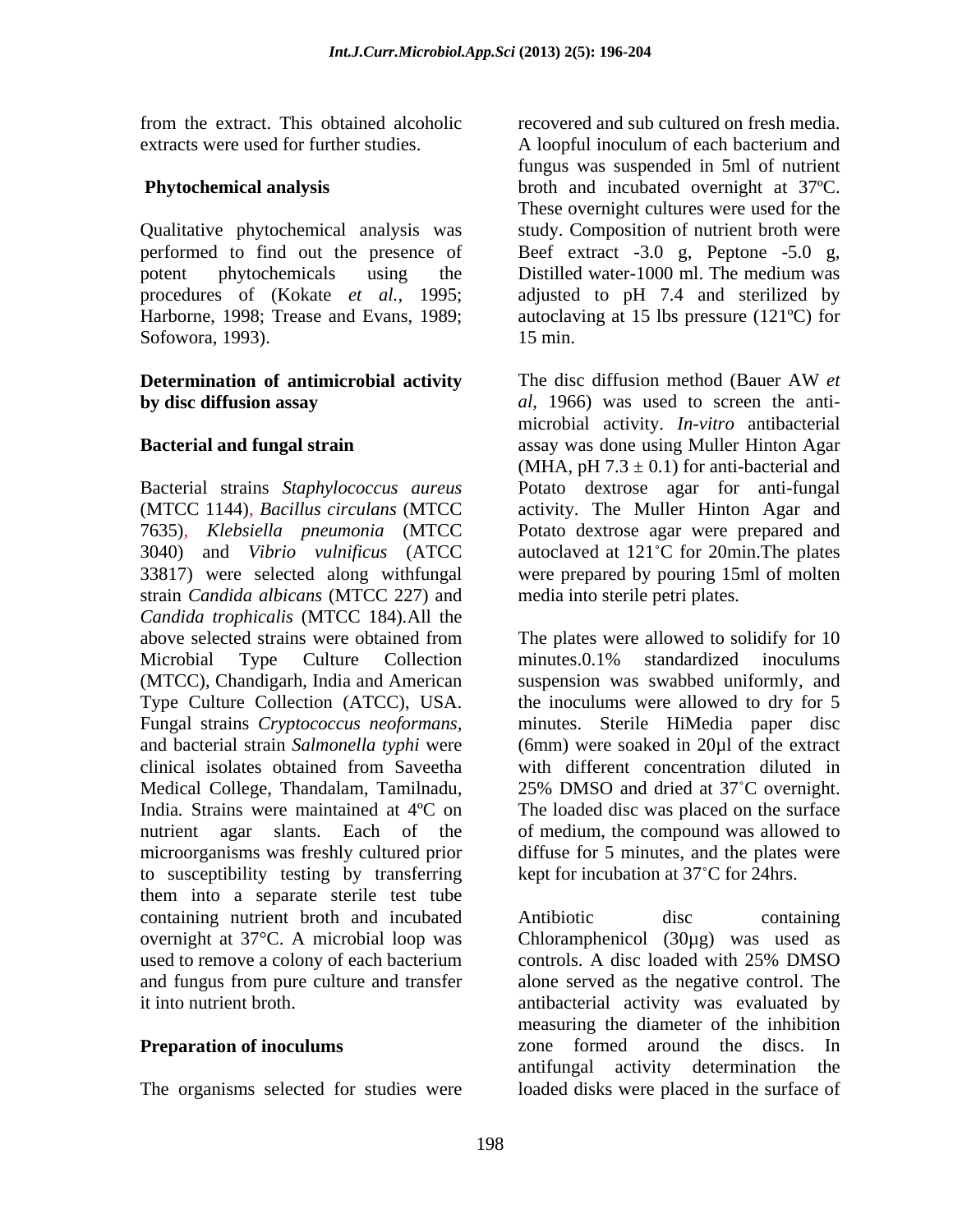from the extract. This obtained alcoholic extracts were used for further studies.

**Phytochemical analysis**

Qualitative phytochemical analysis was performed to find out the presence of potent phytochemicals using the procedures of (Kokate *et al.*, 1995; Harborne, 1998; Trease and Evans, 1989; Sofowora, 1993).

**Determination of antimicrobial activity by disc diffusion assay**

**Bacterial and fungal strain**

Bacterial strains *Staphylococcus aureus* (MTCC 1144), *Bacillus circulans* (MTCC 7635), *Klebsiella pneumonia* (MTCC 3040) and *Vibrio vulnificus* (ATCC 33817) were selected along withfungal strain *Candida albicans* (MTCC 227) and *Candida trophicalis* (MTCC 184).All the above selected strains were obtained from Microbial Type Culture Collection (MTCC), Chandigarh, India and American Type Culture Collection (ATCC), USA. Fungal strains *Cryptococcus neoformans,* and bacterial strain *Salmonella typhi* were clinical isolates obtained from Saveetha Medical College, Thandalam, Tamilnadu, India. Strains were maintained at 4ºC on nutrient agar slants. Each of the microorganisms was freshly cultured prior to susceptibility testing by transferring them into a separate sterile test tube containing nutrient broth and incubated overnight at 37°C. A microbial loop was used to remove a colony of each bacterium and fungus from pure culture and transfer it into nutrient broth.

**Preparation of inoculums**

The organisms selected for studies were recovered and sub cultured on fresh media. A loopful inoculum of each bacterium and fungus was suspended in 5ml of nutrient broth and incubated overnight at 37ºC. These overnight cultures were used for the study. Composition of nutrient broth were Beef extract -3.0 g, Peptone -5.0 g, Distilled water-1000 ml. The medium was adjusted to pH 7.4 and sterilized by autoclaving at 15 lbs pressure (121ºC) for 15 min.

The disc diffusion method (Bauer AW *et al*, 1966) was used to screen the anti-microbial activity. *In-vitro* antibacterial assay was done using Muller Hinton Agar (MHA, pH $7.3 \pm 0.1$) for anti-bacterial and Potato dextrose agar for anti-fungal activity. The Muller Hinton Agar and Potato dextrose agar were prepared and autoclaved at 121˚C for 20min.The plates were prepared by pouring 15ml of molten media into sterile petri plates.

The plates were allowed to solidify for 10 minutes.0.1% standardized inoculums suspension was swabbed uniformly, and the inoculums were allowed to dry for 5 minutes. Sterile HiMedia paper disc (6mm) were soaked in 20µl of the extract with different concentration diluted in 25% DMSO and dried at 37˚C overnight. The loaded disc was placed on the surface of medium, the compound was allowed to diffuse for 5 minutes, and the plates were kept for incubation at 37˚C for 24hrs.

Antibiotic disc containing Chloramphenicol (30µg) was used as controls. A disc loaded with 25% DMSO alone served as the negative control. The antibacterial activity was evaluated by measuring the diameter of the inhibition zone formed around the discs. In antifungal activity determination the loaded disks were placed in the surface of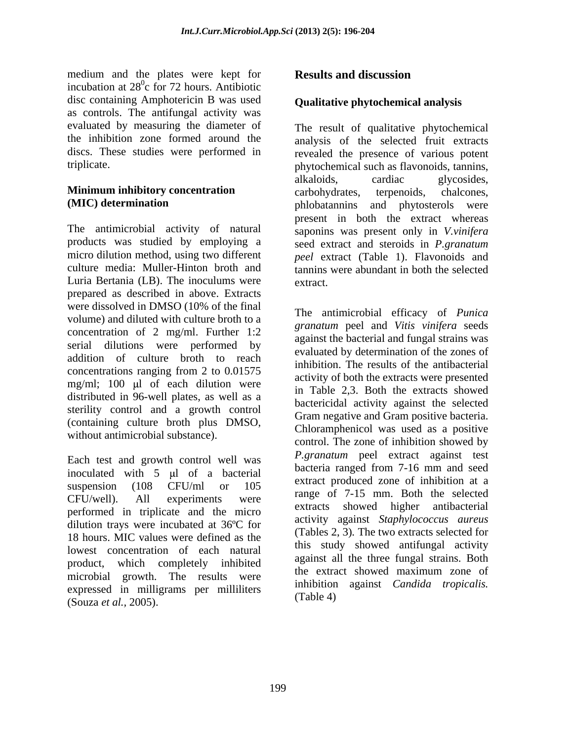medium and the plates were kept for incubation at $28^0$c for 72 hours. Antibiotic disc containing Amphotericin B was used as controls. The antifungal activity was evaluated by measuring the diameter of the inhibition zone formed around the discs. These studies were performed in triplicate.

### Minimum inhibitory concentration (MIC) determination

The antimicrobial activity of natural products was studied by employing a micro dilution method, using two different culture media: Muller-Hinton broth and Luria Bertania (LB). The inoculums were prepared as described in above. Extracts were dissolved in DMSO (10% of the final volume) and diluted with culture broth to a concentration of 2 mg/ml. Further 1:2 serial dilutions were performed by addition of culture broth to reach concentrations ranging from 2 to 0.01575 mg/ml; 100 μl of each dilution were distributed in 96-well plates, as well as a sterility control and a growth control (containing culture broth plus DMSO, without antimicrobial substance).

Each test and growth control well was inoculated with 5 μl of a bacterial suspension (108 CFU/ml or 105 CFU/well). All experiments were performed in triplicate and the micro dilution trays were incubated at 36ºC for 18 hours. MIC values were defined as the lowest concentration of each natural product, which completely inhibited microbial growth. The results were expressed in milligrams per milliliters (Souza *et al.,* 2005).

## Results and discussion

### Qualitative phytochemical analysis

The result of qualitative phytochemical analysis of the selected fruit extracts revealed the presence of various potent phytochemical such as flavonoids, tannins, alkaloids, cardiac glycosides, carbohydrates, terpenoids, chalcones, phlobatannins and phytosterols were present in both the extract whereas saponins was present only in *V.vinifera* seed extract and steroids in *P.granatum peel* extract (Table 1). Flavonoids and tannins were abundant in both the selected extract.

The antimicrobial efficacy of *Punica granatum* peel and *Vitis vinifera* seeds against the bacterial and fungal strains was evaluated by determination of the zones of inhibition. The results of the antibacterial activity of both the extracts were presented in Table 2,3. Both the extracts showed bactericidal activity against the selected Gram negative and Gram positive bacteria. Chloramphenicol was used as a positive control. The zone of inhibition showed by *P.granatum* peel extract against test bacteria ranged from 7-16 mm and seed extract produced zone of inhibition at a range of 7-15 mm. Both the selected extracts showed higher antibacterial activity against *Staphylococcus aureus* (Tables 2, 3). The two extracts selected for this study showed antifungal activity against all the three fungal strains. Both the extract showed maximum zone of inhibition against *Candida tropicalis.* (Table 4)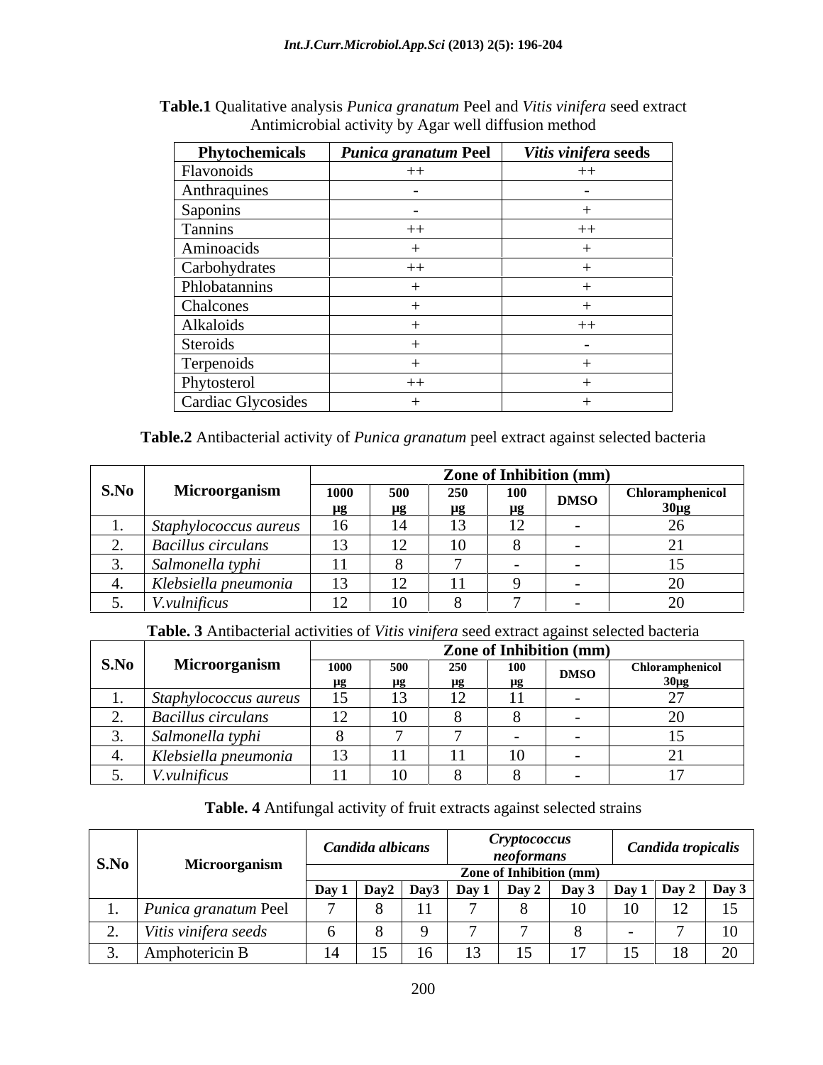**Table.1** Qualitative analysis *Punica granatum* Peel and *Vitis vinifera* seed extract Antimicrobial activity by Agar well diffusion method

| Phytochemicals | *Punica granatum* Peel | *Vitis vinifera* seeds |
|---|---|---|
| Flavonoids | ++ | ++ |
| Anthraquines | - | - |
| Saponins | - | + |
| Tannins | ++ | ++ |
| Aminoacids | + | + |
| Carbohydrates | ++ | + |
| Phlobatannins | + | + |
| Chalcones | + | + |
| Alkaloids | + | ++ |
| Steroids | + | - |
| Terpenoids | + | + |
| Phytosterol | ++ | + |
| Cardiac Glycosides | + | + |

**Table.2** Antibacterial activity of *Punica granatum* peel extract against selected bacteria

| S.No | Microorganism | Zone of Inhibition (mm) | | | | | |
|---|---|---|---|---|---|---|---|
| | | 1000 µg | 500 µg | 250 µg | 100 µg | DMSO | Chloramphenicol 30µg |
| 1. | *Staphylococcus aureus* | 16 | 14 | 13 | 12 | - | 26 |
| 2. | *Bacillus circulans* | 13 | 12 | 10 | 8 | - | 21 |
| 3. | *Salmonella typhi* | 11 | 8 | 7 | - | - | 15 |
| 4. | *Klebsiella pneumonia* | 13 | 12 | 11 | 9 | - | 20 |
| 5. | *V.vulnificus* | 12 | 10 | 8 | 7 | - | 20 |

**Table. 3** Antibacterial activities of *Vitis vinifera* seed extract against selected bacteria

| S.No | Microorganism | Zone of Inhibition (mm) | | | | | |
|---|---|---|---|---|---|---|---|
| | | 1000 µg | 500 µg | 250 µg | 100 µg | DMSO | Chloramphenicol 30µg |
| 1. | *Staphylococcus aureus* | 15 | 13 | 12 | 11 | - | 27 |
| 2. | *Bacillus circulans* | 12 | 10 | 8 | 8 | - | 20 |
| 3. | *Salmonella typhi* | 8 | 7 | 7 | - | - | 15 |
| 4. | *Klebsiella pneumonia* | 13 | 11 | 11 | 10 | - | 21 |
| 5. | *V.vulnificus* | 11 | 10 | 8 | 8 | - | 17 |

**Table. 4** Antifungal activity of fruit extracts against selected strains

| S.No | Microorganism | *Candida albicans* | | | *Cryptococcus neoformans* | | | *Candida tropicalis* | | |
|---|---|---|---|---|---|---|---|---|---|---|
| | | Zone of Inhibition (mm) | | | | | | | | |
| | | Day 1 | Day2 | Day3 | Day 1 | Day 2 | Day 3 | Day 1 | Day 2 | Day 3 |
| 1. | *Punica granatum* Peel | 7 | 8 | 11 | 7 | 8 | 10 | 10 | 12 | 15 |
| 2. | *Vitis vinifera seeds* | 6 | 8 | 9 | 7 | 7 | 8 | - | 7 | 10 |
| 3. | Amphotericin B | 14 | 15 | 16 | 13 | 15 | 17 | 15 | 18 | 20 |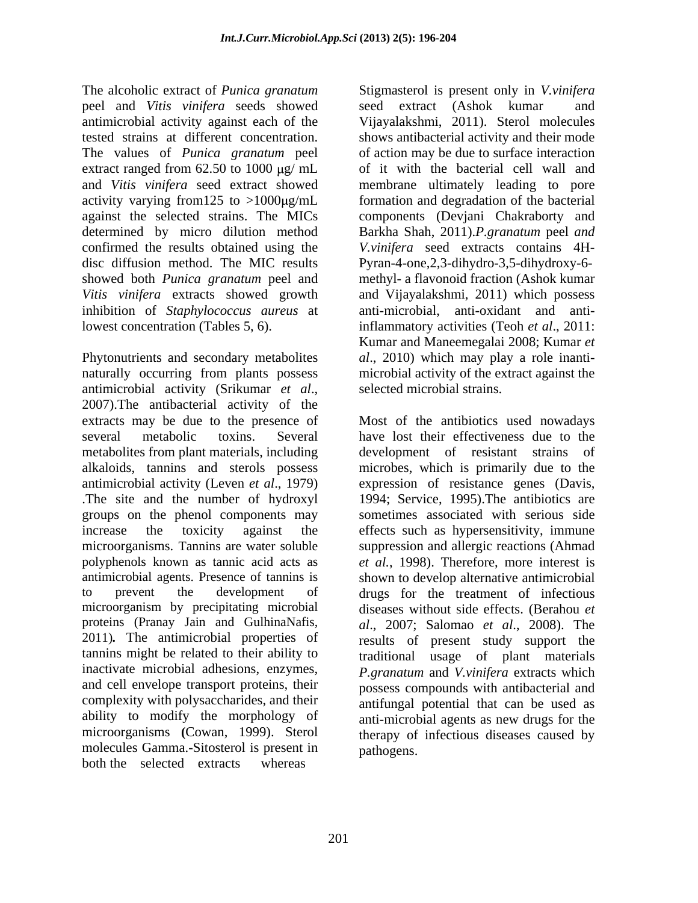The alcoholic extract of *Punica granatum* peel and *Vitis vinifera* seeds showed antimicrobial activity against each of the tested strains at different concentration. The values of *Punica granatum* peel extract ranged from 62.50 to 1000 μg/ mL and *Vitis vinifera* seed extract showed activity varying from125 to >1000μg/mL against the selected strains. The MICs determined by micro dilution method confirmed the results obtained using the disc diffusion method. The MIC results showed both *Punica granatum* peel and *Vitis vinifera* extracts showed growth inhibition of *Staphylococcus aureus* at lowest concentration (Tables 5, 6).

Phytonutrients and secondary metabolites naturally occurring from plants possess antimicrobial activity (Srikumar *et al*., 2007).The antibacterial activity of the extracts may be due to the presence of several metabolic toxins. Several metabolites from plant materials, including alkaloids, tannins and sterols possess antimicrobial activity (Leven *et al*., 1979) .The site and the number of hydroxyl groups on the phenol components may increase the toxicity against the microorganisms. Tannins are water soluble polyphenols known as tannic acid acts as antimicrobial agents. Presence of tannins is to prevent the development of microorganism by precipitating microbial proteins (Pranay Jain and GulhinaNafis, 2011)**.** The antimicrobial properties of tannins might be related to their ability to inactivate microbial adhesions, enzymes, and cell envelope transport proteins, their complexity with polysaccharides, and their ability to modify the morphology of microorganisms **(**Cowan, 1999). Sterol molecules Gamma.-Sitosterol is present in both the selected extracts whereas Stigmasterol is present only in *V.vinifera* seed extract (Ashok kumar and Vijayalakshmi, 2011). Sterol molecules shows antibacterial activity and their mode of action may be due to surface interaction of it with the bacterial cell wall and membrane ultimately leading to pore formation and degradation of the bacterial components (Devjani Chakraborty and Barkha Shah, 2011).*P.granatum* peel *and V.vinifera* seed extracts contains 4H-Pyran-4-one,2,3-dihydro-3,5-dihydroxy-6-methyl- a flavonoid fraction (Ashok kumar and Vijayalakshmi, 2011) which possess anti-microbial, anti-oxidant and anti-inflammatory activities (Teoh *et al*., 2011: Kumar and Maneemegalai 2008; Kumar *et al*., 2010) which may play a role inanti-microbial activity of the extract against the selected microbial strains.

Most of the antibiotics used nowadays have lost their effectiveness due to the development of resistant strains of microbes, which is primarily due to the expression of resistance genes (Davis, 1994; Service, 1995).The antibiotics are sometimes associated with serious side effects such as hypersensitivity, immune suppression and allergic reactions (Ahmad *et al.*, 1998). Therefore, more interest is shown to develop alternative antimicrobial drugs for the treatment of infectious diseases without side effects. (Berahou *et al*., 2007; Salomao *et al*., 2008). The results of present study support the traditional usage of plant materials *P.granatum* and *V.vinifera* extracts which possess compounds with antibacterial and antifungal potential that can be used as anti-microbial agents as new drugs for the therapy of infectious diseases caused by pathogens.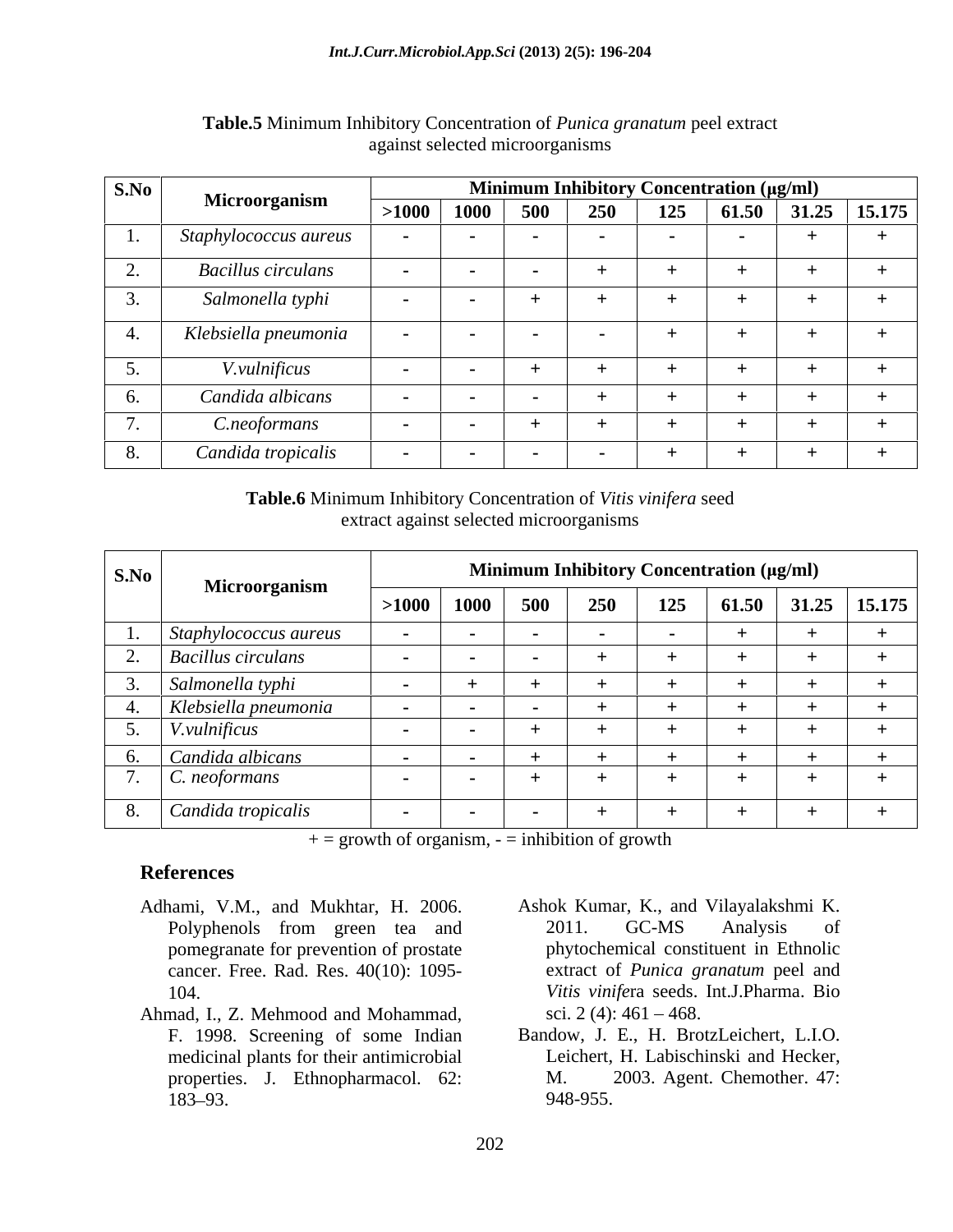**Table.5** Minimum Inhibitory Concentration of *Punica granatum* peel extract against selected microorganisms

| S.No | Microorganism | Minimum Inhibitory Concentration (µg/ml) | | | | | | | |
|---|---|---|---|---|---|---|---|---|---|
| | | >1000 | 1000 | 500 | 250 | 125 | 61.50 | 31.25 | 15.175 |
| 1. | *Staphylococcus aureus* | - | - | - | - | - | - | + | + |
| 2. | *Bacillus circulans* | - | - | - | + | + | + | + | + |
| 3. | *Salmonella typhi* | - | - | + | + | + | + | + | + |
| 4. | *Klebsiella pneumonia* | - | - | - | - | + | + | + | + |
| 5. | *V.vulnificus* | - | - | + | + | + | + | + | + |
| 6. | *Candida albicans* | - | - | - | + | + | + | + | + |
| 7. | *C.neoformans* | - | - | + | + | + | + | + | + |
| 8. | *Candida tropicalis* | - | - | - | - | + | + | + | + |

**Table.6** Minimum Inhibitory Concentration of *Vitis vinifera* seed extract against selected microorganisms

| S.No | Microorganism | Minimum Inhibitory Concentration (µg/ml) | | | | | | | |
|---|---|---|---|---|---|---|---|---|---|
| | | >1000 | 1000 | 500 | 250 | 125 | 61.50 | 31.25 | 15.175 |
| 1. | *Staphylococcus aureus* | - | - | - | - | - | + | + | + |
| 2. | *Bacillus circulans* | - | - | - | + | + | + | + | + |
| 3. | *Salmonella typhi* | - | + | + | + | + | + | + | + |
| 4. | *Klebsiella pneumonia* | - | - | - | + | + | + | + | + |
| 5. | *V.vulnificus* | - | - | + | + | + | + | + | + |
| 6. | *Candida albicans* | - | - | + | + | + | + | + | + |
| 7. | *C. neoformans* | - | - | + | + | + | + | + | + |
| 8. | *Candida tropicalis* | - | - | - | + | + | + | + | + |

+ = growth of organism, - = inhibition of growth

## References

Adhami, V.M., and Mukhtar, H. 2006. Polyphenols from green tea and pomegranate for prevention of prostate cancer. Free. Rad. Res. 40(10): 1095-104.

Ahmad, I., Z. Mehmood and Mohammad, F. 1998. Screening of some Indian medicinal plants for their antimicrobial properties. J. Ethnopharmacol. 62: 183–93.

Ashok Kumar, K., and Vilayalakshmi K. 2011. GC-MS Analysis of phytochemical constituent in Ethnolic extract of *Punica granatum* peel and *Vitis vinife*ra seeds. Int.J.Pharma. Bio sci. 2 (4): 461 – 468.

Bandow, J. E., H. BrotzLeichert, L.I.O. Leichert, H. Labischinski and Hecker, M. 2003. Agent. Chemother. 47: 948-955.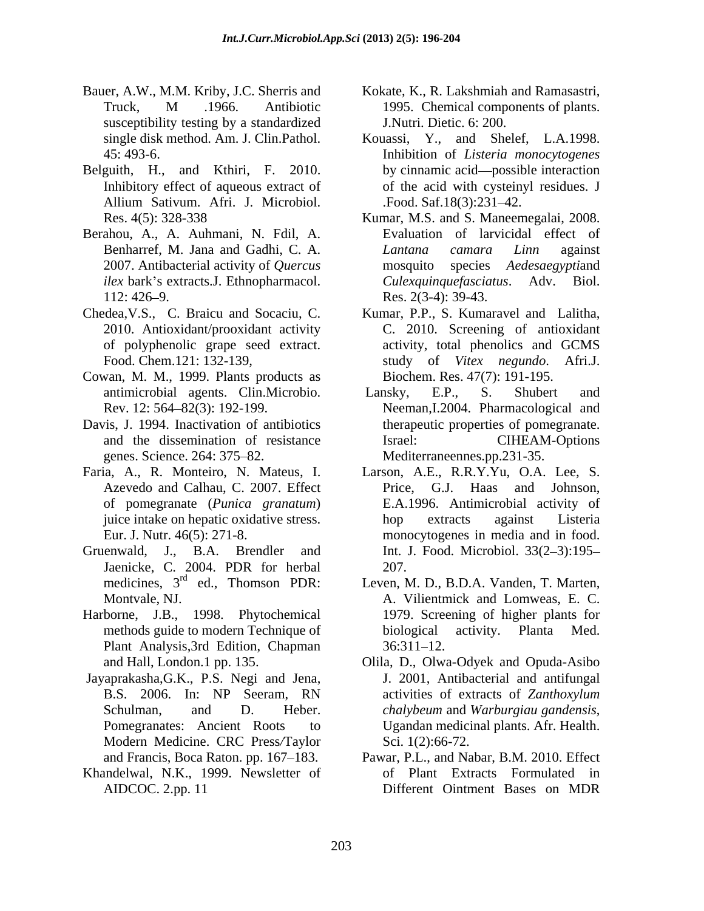Bauer, A.W., M.M. Kriby, J.C. Sherris and Truck, M .1966. Antibiotic susceptibility testing by a standardized single disk method. Am. J. Clin.Pathol. 45: 493-6.

Belguith, H., and Kthiri, F. 2010. Inhibitory effect of aqueous extract of Allium Sativum. Afri. J. Microbiol. Res. 4(5): 328-338

Berahou, A., A. Auhmani, N. Fdil, A. Benharref, M. Jana and Gadhi, C. A. 2007. Antibacterial activity of *Quercus ilex* bark's extracts.J. Ethnopharmacol. 112: 426–9.

Chedea,V.S., C. Braicu and Socaciu, C. 2010. Antioxidant/prooxidant activity of polyphenolic grape seed extract. Food. Chem.121: 132-139,

Cowan, M. M., 1999. Plants products as antimicrobial agents. Clin.Microbio. Rev. 12: 564–82(3): 192-199.

Davis, J. 1994. Inactivation of antibiotics and the dissemination of resistance genes. Science. 264: 375–82.

Faria, A., R. Monteiro, N. Mateus, I. Azevedo and Calhau, C. 2007. Effect of pomegranate (*Punica granatum*) juice intake on hepatic oxidative stress. Eur. J. Nutr. 46(5): 271-8.

Gruenwald, J., B.A. Brendler and Jaenicke, C. 2004. PDR for herbal medicines, 3rd ed., Thomson PDR: Montvale, NJ.

Harborne, J.B., 1998. Phytochemical methods guide to modern Technique of Plant Analysis,3rd Edition, Chapman and Hall, London.1 pp. 135.

Jayaprakasha,G.K., P.S. Negi and Jena, B.S. 2006. In: NP Seeram, RN Schulman, and D. Heber. Pomegranates: Ancient Roots to Modern Medicine. CRC Press/Taylor and Francis, Boca Raton. pp. 167–183.

Khandelwal, N.K., 1999. Newsletter of AIDCOC. 2.pp. 11

Kokate, K., R. Lakshmiah and Ramasastri, 1995. Chemical components of plants. J.Nutri. Dietic. 6: 200.

Kouassi, Y., and Shelef, L.A.1998. Inhibition of *Listeria monocytogenes* by cinnamic acid—possible interaction of the acid with cysteinyl residues. J .Food. Saf.18(3):231–42.

Kumar, M.S. and S. Maneemegalai, 2008. Evaluation of larvicidal effect of *Lantana camara Linn* against mosquito species *Aedesaegypti*and *Culexquinquefasciatus*. Adv. Biol. Res. 2(3-4): 39-43.

Kumar, P.P., S. Kumaravel and Lalitha, C. 2010. Screening of antioxidant activity, total phenolics and GCMS study of *Vitex negundo*. Afri.J. Biochem. Res. 47(7): 191-195.

Lansky, E.P., S. Shubert and Neeman,I.2004. Pharmacological and therapeutic properties of pomegranate. Israel: CIHEAM-Options Mediterraneennes.pp.231-35.

Larson, A.E., R.R.Y.Yu, O.A. Lee, S. Price, G.J. Haas and Johnson, E.A.1996. Antimicrobial activity of hop extracts against Listeria monocytogenes in media and in food. Int. J. Food. Microbiol. 33(2–3):195–207.

Leven, M. D., B.D.A. Vanden, T. Marten, A. Vilientmick and Lomweas, E. C. 1979. Screening of higher plants for biological activity. Planta Med. 36:311–12.

Olila, D., Olwa-Odyek and Opuda-Asibo J. 2001, Antibacterial and antifungal activities of extracts of *Zanthoxylum chalybeum* and *Warburgiau gandensis*, Ugandan medicinal plants. Afr. Health. Sci. 1(2):66-72.

Pawar, P.L., and Nabar, B.M. 2010. Effect of Plant Extracts Formulated in Different Ointment Bases on MDR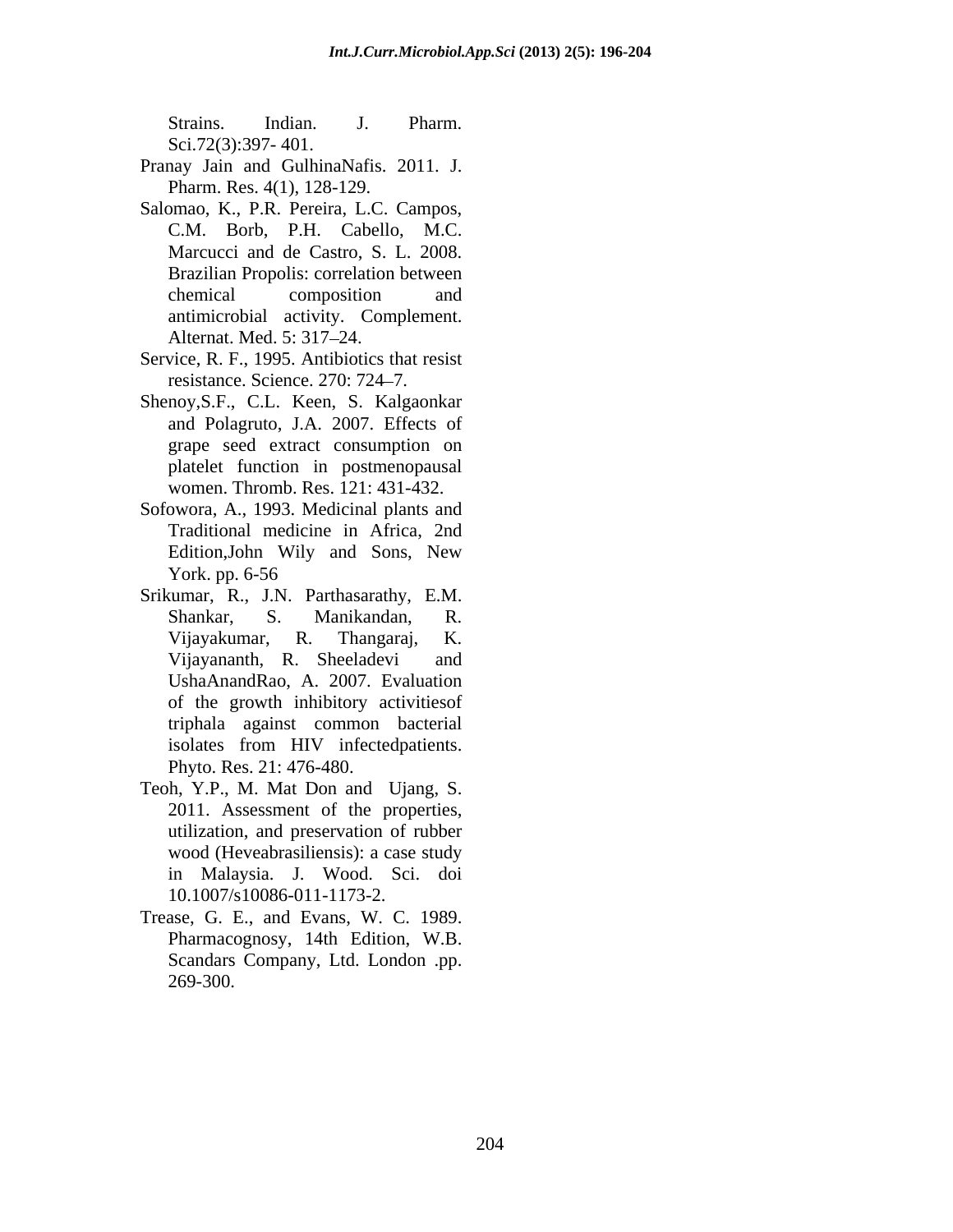Strains. Indian. J. Pharm. Sci.72(3):397- 401.

Pranay Jain and GulhinaNafis. 2011. J. Pharm. Res. 4(1), 128-129.

Salomao, K., P.R. Pereira, L.C. Campos, C.M. Borb, P.H. Cabello, M.C. Marcucci and de Castro, S. L. 2008. Brazilian Propolis: correlation between chemical composition and antimicrobial activity. Complement. Alternat. Med. 5: 317–24.

Service, R. F., 1995. Antibiotics that resist resistance. Science. 270: 724–7.

Shenoy,S.F., C.L. Keen, S. Kalgaonkar and Polagruto, J.A. 2007. Effects of grape seed extract consumption on platelet function in postmenopausal women. Thromb. Res. 121: 431-432.

Sofowora, A., 1993. Medicinal plants and Traditional medicine in Africa, 2nd Edition,John Wily and Sons, New York. pp. 6-56

Srikumar, R., J.N. Parthasarathy, E.M. Shankar, S. Manikandan, R. Vijayakumar, R. Thangaraj, K. Vijayananth, R. Sheeladevi and UshaAnandRao, A. 2007. Evaluation of the growth inhibitory activitiesof triphala against common bacterial isolates from HIV infectedpatients. Phyto. Res. 21: 476-480.

Teoh, Y.P., M. Mat Don and Ujang, S. 2011. Assessment of the properties, utilization, and preservation of rubber wood (Heveabrasiliensis): a case study in Malaysia. J. Wood. Sci. doi 10.1007/s10086-011-1173-2.

Trease, G. E., and Evans, W. C. 1989. Pharmacognosy, 14th Edition, W.B. Scandars Company, Ltd. London .pp. 269-300.